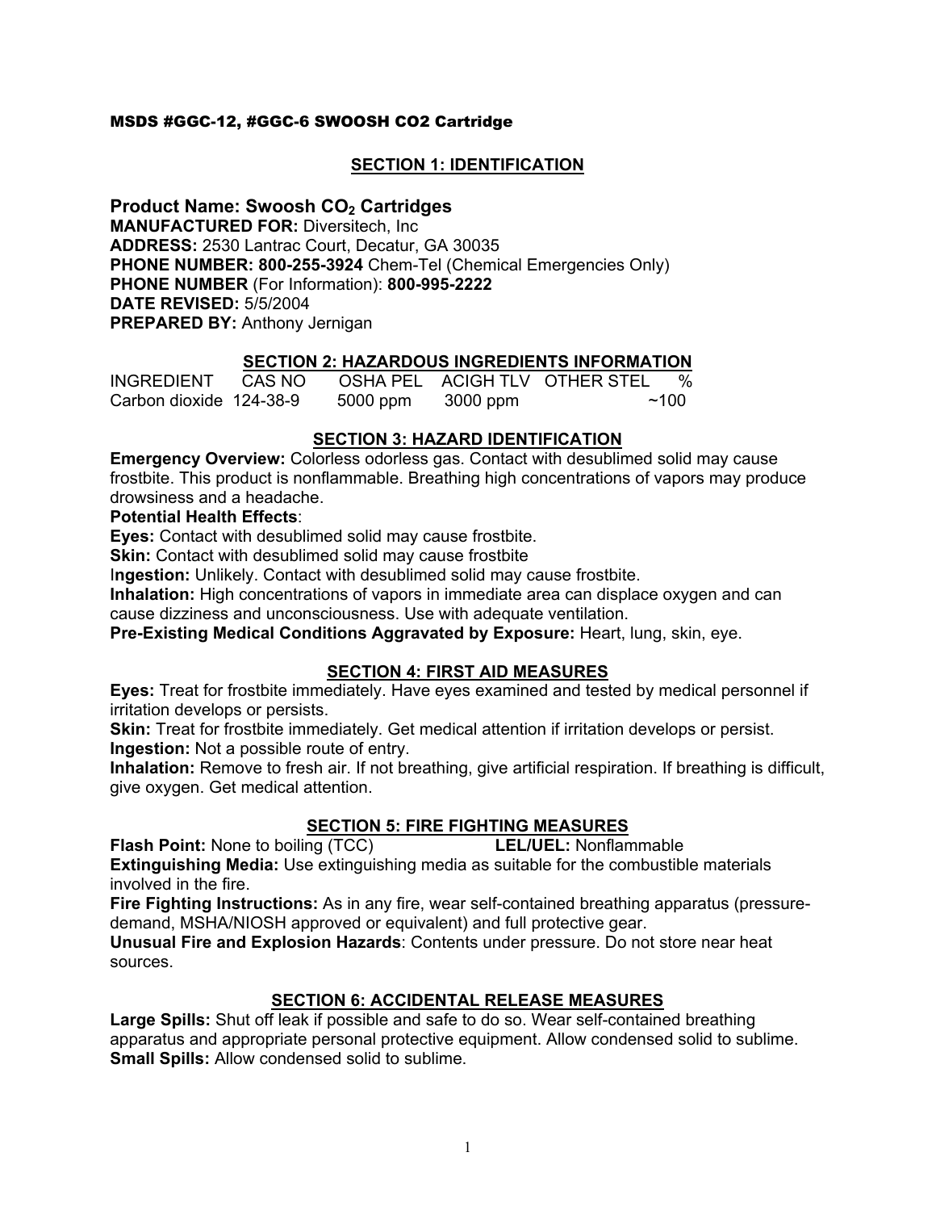**MSDS #GGC-12, #GGC-6 SWOOSH CO2 Cartridge**

## SECTION 1: IDENTIFICATION

**Product Name: Swoosh $CO_2$ Cartridges**
**MANUFACTURED FOR:** Diversitech, Inc
**ADDRESS:** 2530 Lantrac Court, Decatur, GA 30035
**PHONE NUMBER: 800-255-3924** Chem-Tel (Chemical Emergencies Only)
**PHONE NUMBER** (For Information): **800-995-2222**
**DATE REVISED:** 5/5/2004
**PREPARED BY:** Anthony Jernigan

## SECTION 2: HAZARDOUS INGREDIENTS INFORMATION

| INGREDIENT | CAS NO | OSHA PEL | ACIGH TLV | OTHER STEL | % |
|---|---|---|---|---|---|
| Carbon dioxide | 124-38-9 | 5000 ppm | 3000 ppm | | ~100 |

## SECTION 3: HAZARD IDENTIFICATION

**Emergency Overview:** Colorless odorless gas. Contact with desublimed solid may cause frostbite. This product is nonflammable. Breathing high concentrations of vapors may produce drowsiness and a headache.

**Potential Health Effects**:

**Eyes:** Contact with desublimed solid may cause frostbite.
**Skin:** Contact with desublimed solid may cause frostbite
**Ingestion:** Unlikely. Contact with desublimed solid may cause frostbite.
**Inhalation:** High concentrations of vapors in immediate area can displace oxygen and can cause dizziness and unconsciousness. Use with adequate ventilation.
**Pre-Existing Medical Conditions Aggravated by Exposure:** Heart, lung, skin, eye.

## SECTION 4: FIRST AID MEASURES

**Eyes:** Treat for frostbite immediately. Have eyes examined and tested by medical personnel if irritation develops or persists.
**Skin:** Treat for frostbite immediately. Get medical attention if irritation develops or persist.
**Ingestion:** Not a possible route of entry.
**Inhalation:** Remove to fresh air. If not breathing, give artificial respiration. If breathing is difficult, give oxygen. Get medical attention.

## SECTION 5: FIRE FIGHTING MEASURES

**Flash Point:** None to boiling (TCC) **LEL/UEL:** Nonflammable
**Extinguishing Media:** Use extinguishing media as suitable for the combustible materials involved in the fire.
**Fire Fighting Instructions:** As in any fire, wear self-contained breathing apparatus (pressure-demand, MSHA/NIOSH approved or equivalent) and full protective gear.
**Unusual Fire and Explosion Hazards**: Contents under pressure. Do not store near heat sources.

## SECTION 6: ACCIDENTAL RELEASE MEASURES

**Large Spills:** Shut off leak if possible and safe to do so. Wear self-contained breathing apparatus and appropriate personal protective equipment. Allow condensed solid to sublime.
**Small Spills:** Allow condensed solid to sublime.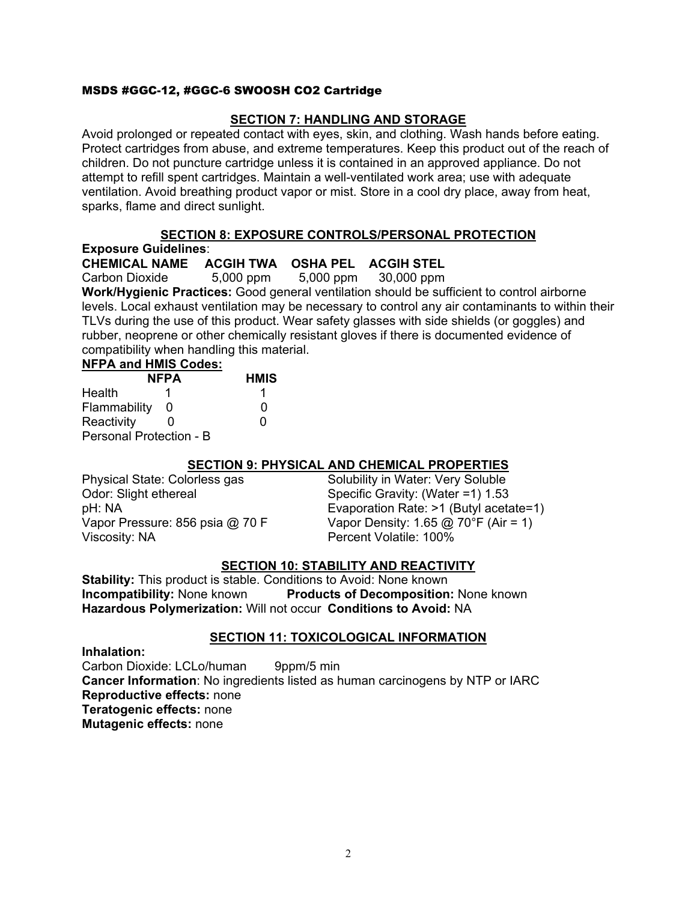**MSDS #GGC-12, #GGC-6 SWOOSH $CO_2$ Cartridge**

## SECTION 7: HANDLING AND STORAGE

Avoid prolonged or repeated contact with eyes, skin, and clothing. Wash hands before eating. Protect cartridges from abuse, and extreme temperatures. Keep this product out of the reach of children. Do not puncture cartridge unless it is contained in an approved appliance. Do not attempt to refill spent cartridges. Maintain a well-ventilated work area; use with adequate ventilation. Avoid breathing product vapor or mist. Store in a cool dry place, away from heat, sparks, flame and direct sunlight.

## SECTION 8: EXPOSURE CONTROLS/PERSONAL PROTECTION

**Exposure Guidelines**:

| CHEMICAL NAME | ACGIH TWA | OSHA PEL | ACGIH STEL |
|---|---|---|---|
| Carbon Dioxide | 5,000 ppm | 5,000 ppm | 30,000 ppm |

**Work/Hygienic Practices:** Good general ventilation should be sufficient to control airborne levels. Local exhaust ventilation may be necessary to control any air contaminants to within their TLVs during the use of this product. Wear safety glasses with side shields (or goggles) and rubber, neoprene or other chemically resistant gloves if there is documented evidence of compatibility when handling this material.

**NFPA and HMIS Codes:**

| | NFPA | HMIS |
|---|---|---|
| Health | 1 | 1 |
| Flammability | 0 | 0 |
| Reactivity | 0 | 0 |

Personal Protection - B

## SECTION 9: PHYSICAL AND CHEMICAL PROPERTIES

Physical State: Colorless gas
Odor: Slight ethereal
pH: NA
Vapor Pressure: 856 psia @ 70 F
Viscosity: NA
Solubility in Water: Very Soluble
Specific Gravity: (Water =1) 1.53
Evaporation Rate: >1 (Butyl acetate=1)
Vapor Density: 1.65 @ 70°F (Air = 1)
Percent Volatile: 100%

## SECTION 10: STABILITY AND REACTIVITY

**Stability:** This product is stable. Conditions to Avoid: None known
**Incompatibility:** None known **Products of Decomposition:** None known
**Hazardous Polymerization:** Will not occur **Conditions to Avoid:** NA

## SECTION 11: TOXICOLOGICAL INFORMATION

**Inhalation:**
Carbon Dioxide: LCLo/human 9ppm/5 min
**Cancer Information**: No ingredients listed as human carcinogens by NTP or IARC
**Reproductive effects:** none
**Teratogenic effects:** none
**Mutagenic effects:** none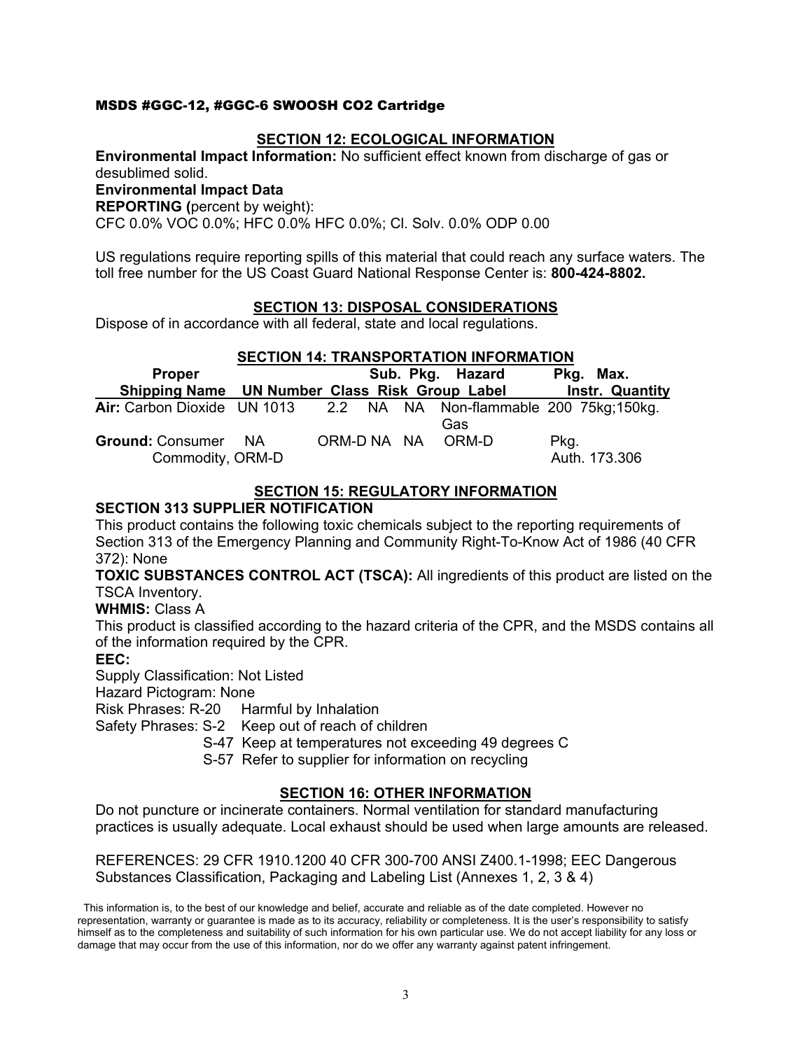MSDS #GGC-12, #GGC-6 SWOOSH CO2 Cartridge

## SECTION 12: ECOLOGICAL INFORMATION

**Environmental Impact Information:** No sufficient effect known from discharge of gas or desublimed solid.

**Environmental Impact Data**

**REPORTING (**percent by weight):

CFC 0.0% VOC 0.0%; HFC 0.0% HFC 0.0%; Cl. Solv. 0.0% ODP 0.00

US regulations require reporting spills of this material that could reach any surface waters. The toll free number for the US Coast Guard National Response Center is: **800-424-8802.**

## SECTION 13: DISPOSAL CONSIDERATIONS

Dispose of in accordance with all federal, state and local regulations.

## SECTION 14: TRANSPORTATION INFORMATION

| | Proper Shipping Name | UN Number | Class | Sub. Risk | Pkg. Group | Hazard Label | Pkg. Instr. | Max. Quantity |
|---|---|---|---|---|---|---|---|---|
| **Air:** | Carbon Dioxide | UN 1013 | 2.2 | NA | NA | Non-flammable Gas | 200 | 75kg;150kg. |
| **Ground:** | Consumer Commodity, ORM-D | NA | ORM-D | NA | NA | ORM-D | Pkg. Auth. 173.306 | |

## SECTION 15: REGULATORY INFORMATION

**SECTION 313 SUPPLIER NOTIFICATION**

This product contains the following toxic chemicals subject to the reporting requirements of Section 313 of the Emergency Planning and Community Right-To-Know Act of 1986 (40 CFR 372): None

**TOXIC SUBSTANCES CONTROL ACT (TSCA):** All ingredients of this product are listed on the TSCA Inventory.

**WHMIS:** Class A

This product is classified according to the hazard criteria of the CPR, and the MSDS contains all of the information required by the CPR.

**EEC:**

Supply Classification: Not Listed

Hazard Pictogram: None

Risk Phrases: R-20 Harmful by Inhalation

Safety Phrases: S-2 Keep out of reach of children

S-47 Keep at temperatures not exceeding 49 degrees C

S-57 Refer to supplier for information on recycling

## SECTION 16: OTHER INFORMATION

Do not puncture or incinerate containers. Normal ventilation for standard manufacturing practices is usually adequate. Local exhaust should be used when large amounts are released.

REFERENCES: 29 CFR 1910.1200 40 CFR 300-700 ANSI Z400.1-1998; EEC Dangerous Substances Classification, Packaging and Labeling List (Annexes 1, 2, 3 & 4)

This information is, to the best of our knowledge and belief, accurate and reliable as of the date completed. However no representation, warranty or guarantee is made as to its accuracy, reliability or completeness. It is the user's responsibility to satisfy himself as to the completeness and suitability of such information for his own particular use. We do not accept liability for any loss or damage that may occur from the use of this information, nor do we offer any warranty against patent infringement.